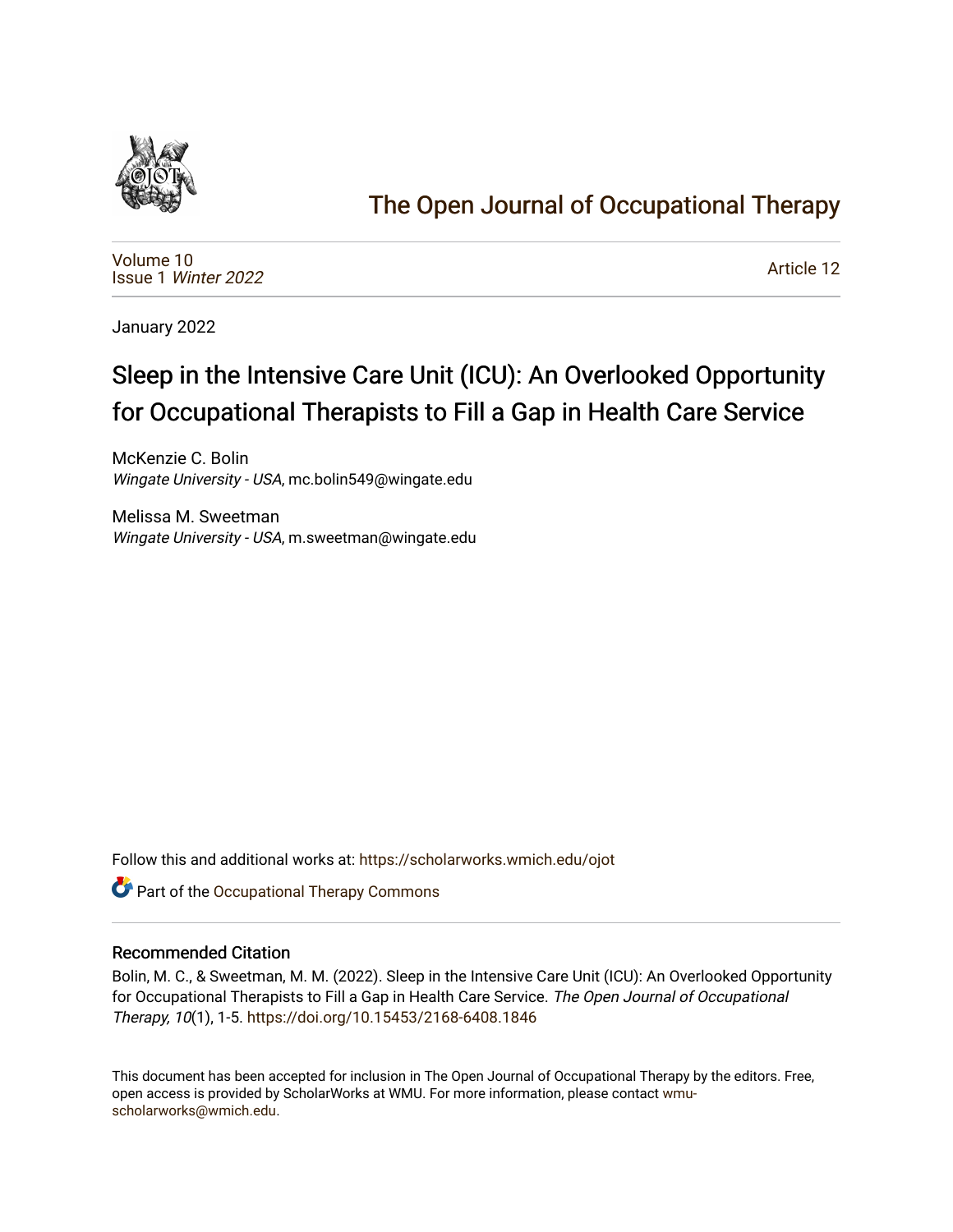# The Open Journal of Occupational Therapy

Volume 10
Issue 1 *Winter 2022*

Article 12

January 2022

## Sleep in the Intensive Care Unit (ICU): An Overlooked Opportunity for Occupational Therapists to Fill a Gap in Health Care Service

McKenzie C. Bolin
*Wingate University - USA*, mc.bolin549@wingate.edu

Melissa M. Sweetman
*Wingate University - USA*, m.sweetman@wingate.edu

Follow this and additional works at: https://scholarworks.wmich.edu/ojot

Part of the Occupational Therapy Commons

### Recommended Citation

Bolin, M. C., & Sweetman, M. M. (2022). Sleep in the Intensive Care Unit (ICU): An Overlooked Opportunity for Occupational Therapists to Fill a Gap in Health Care Service. *The Open Journal of Occupational Therapy, 10*(1), 1-5. https://doi.org/10.15453/2168-6408.1846

This document has been accepted for inclusion in The Open Journal of Occupational Therapy by the editors. Free, open access is provided by ScholarWorks at WMU. For more information, please contact wmu-scholarworks@wmich.edu.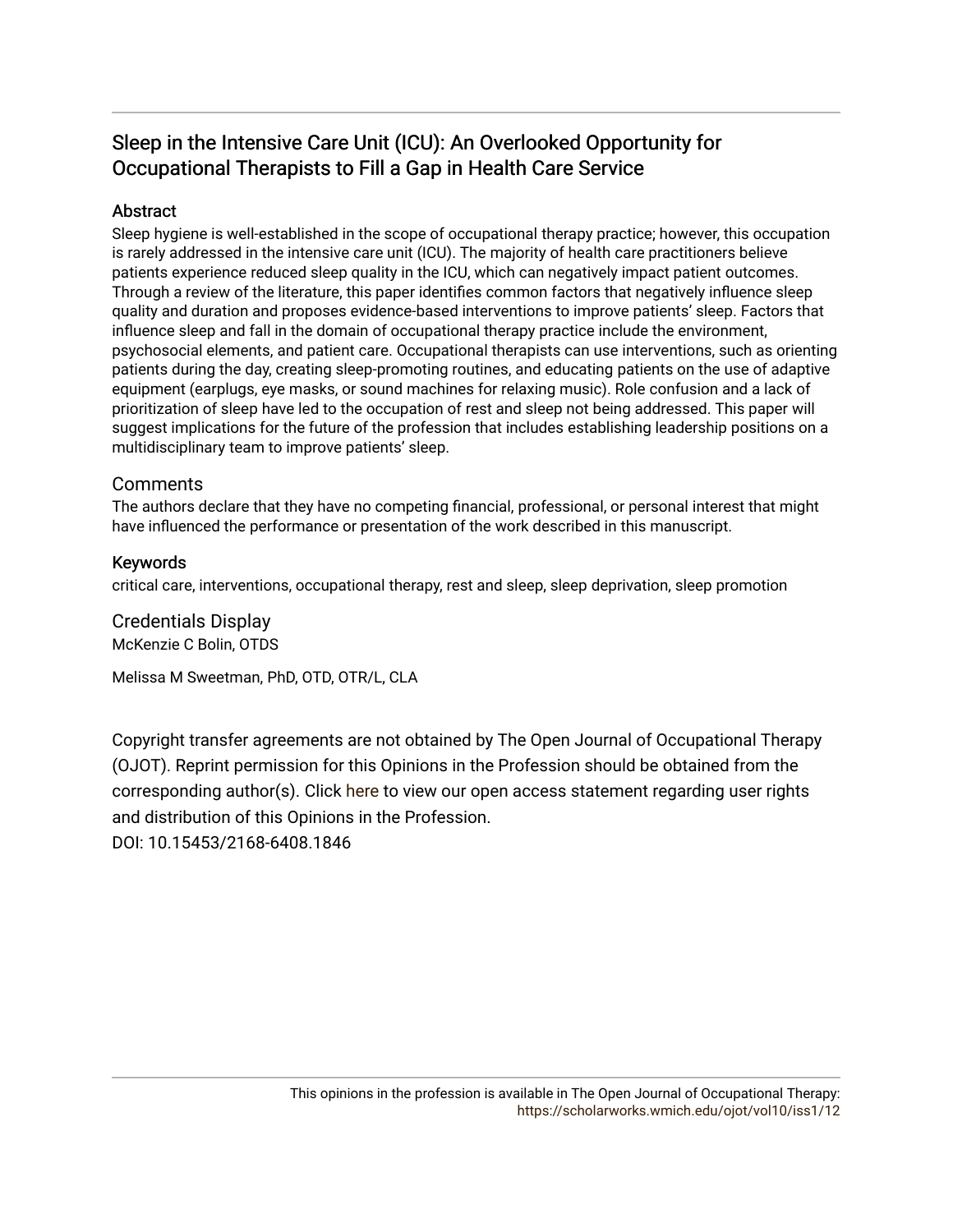# Sleep in the Intensive Care Unit (ICU): An Overlooked Opportunity for Occupational Therapists to Fill a Gap in Health Care Service

## Abstract

Sleep hygiene is well-established in the scope of occupational therapy practice; however, this occupation is rarely addressed in the intensive care unit (ICU). The majority of health care practitioners believe patients experience reduced sleep quality in the ICU, which can negatively impact patient outcomes. Through a review of the literature, this paper identifies common factors that negatively influence sleep quality and duration and proposes evidence-based interventions to improve patients' sleep. Factors that influence sleep and fall in the domain of occupational therapy practice include the environment, psychosocial elements, and patient care. Occupational therapists can use interventions, such as orienting patients during the day, creating sleep-promoting routines, and educating patients on the use of adaptive equipment (earplugs, eye masks, or sound machines for relaxing music). Role confusion and a lack of prioritization of sleep have led to the occupation of rest and sleep not being addressed. This paper will suggest implications for the future of the profession that includes establishing leadership positions on a multidisciplinary team to improve patients' sleep.

## Comments

The authors declare that they have no competing financial, professional, or personal interest that might have influenced the performance or presentation of the work described in this manuscript.

## Keywords

critical care, interventions, occupational therapy, rest and sleep, sleep deprivation, sleep promotion

## Credentials Display

McKenzie C Bolin, OTDS

Melissa M Sweetman, PhD, OTD, OTR/L, CLA

Copyright transfer agreements are not obtained by The Open Journal of Occupational Therapy (OJOT). Reprint permission for this Opinions in the Profession should be obtained from the corresponding author(s). Click here to view our open access statement regarding user rights and distribution of this Opinions in the Profession.

DOI: 10.15453/2168-6408.1846

This opinions in the profession is available in The Open Journal of Occupational Therapy: https://scholarworks.wmich.edu/ojot/vol10/iss1/12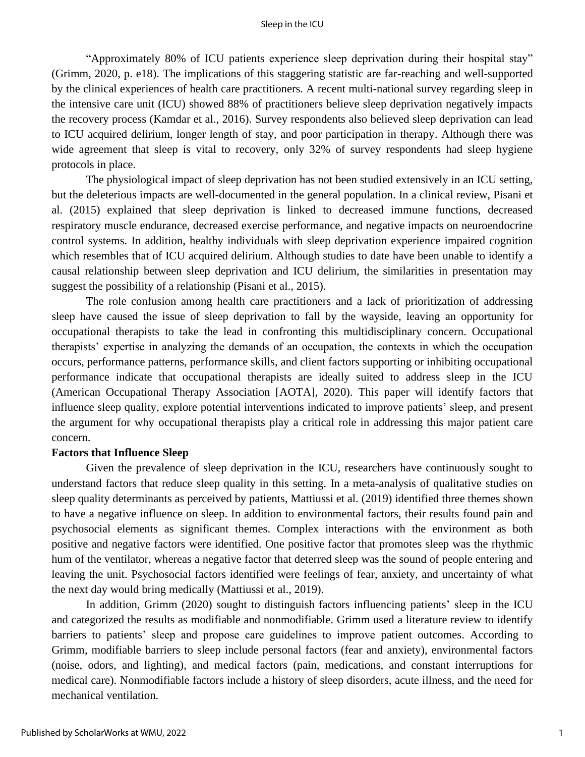"Approximately 80% of ICU patients experience sleep deprivation during their hospital stay" (Grimm, 2020, p. e18). The implications of this staggering statistic are far-reaching and well-supported by the clinical experiences of health care practitioners. A recent multi-national survey regarding sleep in the intensive care unit (ICU) showed 88% of practitioners believe sleep deprivation negatively impacts the recovery process (Kamdar et al., 2016). Survey respondents also believed sleep deprivation can lead to ICU acquired delirium, longer length of stay, and poor participation in therapy. Although there was wide agreement that sleep is vital to recovery, only 32% of survey respondents had sleep hygiene protocols in place.

The physiological impact of sleep deprivation has not been studied extensively in an ICU setting, but the deleterious impacts are well-documented in the general population. In a clinical review, Pisani et al. (2015) explained that sleep deprivation is linked to decreased immune functions, decreased respiratory muscle endurance, decreased exercise performance, and negative impacts on neuroendocrine control systems. In addition, healthy individuals with sleep deprivation experience impaired cognition which resembles that of ICU acquired delirium. Although studies to date have been unable to identify a causal relationship between sleep deprivation and ICU delirium, the similarities in presentation may suggest the possibility of a relationship (Pisani et al., 2015).

The role confusion among health care practitioners and a lack of prioritization of addressing sleep have caused the issue of sleep deprivation to fall by the wayside, leaving an opportunity for occupational therapists to take the lead in confronting this multidisciplinary concern. Occupational therapists' expertise in analyzing the demands of an occupation, the contexts in which the occupation occurs, performance patterns, performance skills, and client factors supporting or inhibiting occupational performance indicate that occupational therapists are ideally suited to address sleep in the ICU (American Occupational Therapy Association [AOTA], 2020). This paper will identify factors that influence sleep quality, explore potential interventions indicated to improve patients' sleep, and present the argument for why occupational therapists play a critical role in addressing this major patient care concern.

## Factors that Influence Sleep

Given the prevalence of sleep deprivation in the ICU, researchers have continuously sought to understand factors that reduce sleep quality in this setting. In a meta-analysis of qualitative studies on sleep quality determinants as perceived by patients, Mattiussi et al. (2019) identified three themes shown to have a negative influence on sleep. In addition to environmental factors, their results found pain and psychosocial elements as significant themes. Complex interactions with the environment as both positive and negative factors were identified. One positive factor that promotes sleep was the rhythmic hum of the ventilator, whereas a negative factor that deterred sleep was the sound of people entering and leaving the unit. Psychosocial factors identified were feelings of fear, anxiety, and uncertainty of what the next day would bring medically (Mattiussi et al., 2019).

In addition, Grimm (2020) sought to distinguish factors influencing patients' sleep in the ICU and categorized the results as modifiable and nonmodifiable. Grimm used a literature review to identify barriers to patients' sleep and propose care guidelines to improve patient outcomes. According to Grimm, modifiable barriers to sleep include personal factors (fear and anxiety), environmental factors (noise, odors, and lighting), and medical factors (pain, medications, and constant interruptions for medical care). Nonmodifiable factors include a history of sleep disorders, acute illness, and the need for mechanical ventilation.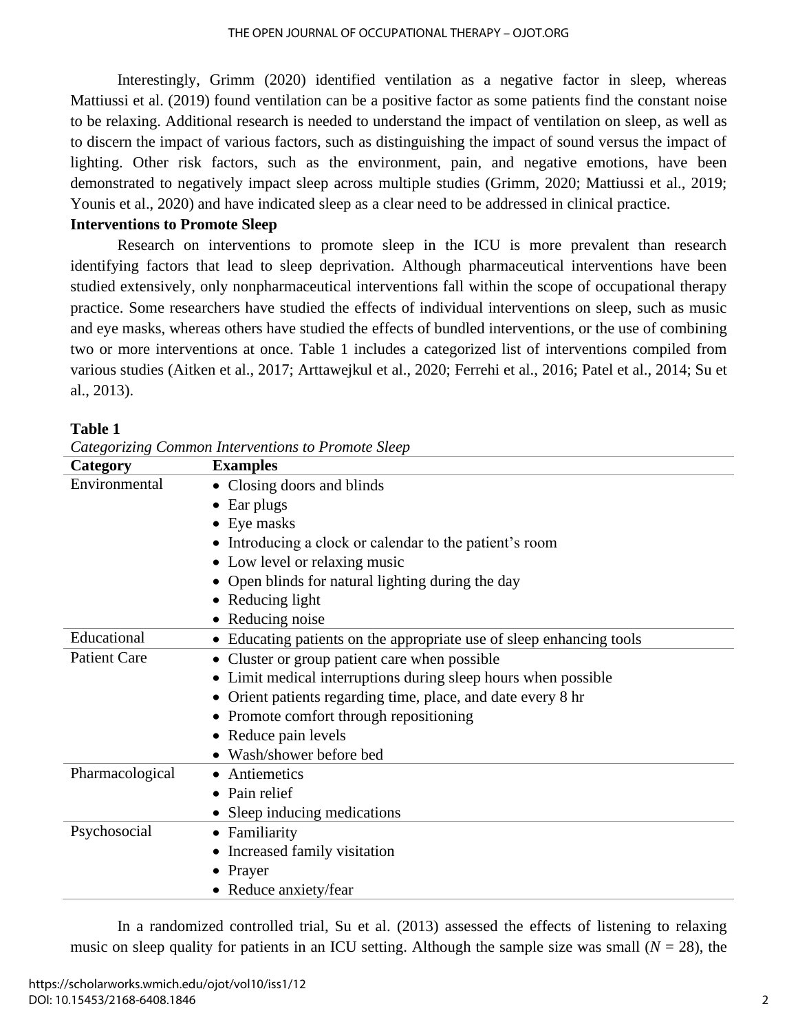Interestingly, Grimm (2020) identified ventilation as a negative factor in sleep, whereas Mattiussi et al. (2019) found ventilation can be a positive factor as some patients find the constant noise to be relaxing. Additional research is needed to understand the impact of ventilation on sleep, as well as to discern the impact of various factors, such as distinguishing the impact of sound versus the impact of lighting. Other risk factors, such as the environment, pain, and negative emotions, have been demonstrated to negatively impact sleep across multiple studies (Grimm, 2020; Mattiussi et al., 2019; Younis et al., 2020) and have indicated sleep as a clear need to be addressed in clinical practice.

**Interventions to Promote Sleep**

Research on interventions to promote sleep in the ICU is more prevalent than research identifying factors that lead to sleep deprivation. Although pharmaceutical interventions have been studied extensively, only nonpharmaceutical interventions fall within the scope of occupational therapy practice. Some researchers have studied the effects of individual interventions on sleep, such as music and eye masks, whereas others have studied the effects of bundled interventions, or the use of combining two or more interventions at once. Table 1 includes a categorized list of interventions compiled from various studies (Aitken et al., 2017; Arttawejkul et al., 2020; Ferrehi et al., 2016; Patel et al., 2014; Su et al., 2013).

**Table 1**

*Categorizing Common Interventions to Promote Sleep*

| Category | Examples |
|---|---|
| Environmental | • Closing doors and blinds<br>• Ear plugs<br>• Eye masks<br>• Introducing a clock or calendar to the patient's room<br>• Low level or relaxing music<br>• Open blinds for natural lighting during the day<br>• Reducing light<br>• Reducing noise |
| Educational | • Educating patients on the appropriate use of sleep enhancing tools |
| Patient Care | • Cluster or group patient care when possible<br>• Limit medical interruptions during sleep hours when possible<br>• Orient patients regarding time, place, and date every 8 hr<br>• Promote comfort through repositioning<br>• Reduce pain levels<br>• Wash/shower before bed |
| Pharmacological | • Antiemetics<br>• Pain relief<br>• Sleep inducing medications |
| Psychosocial | • Familiarity<br>• Increased family visitation<br>• Prayer<br>• Reduce anxiety/fear |

In a randomized controlled trial, Su et al. (2013) assessed the effects of listening to relaxing music on sleep quality for patients in an ICU setting. Although the sample size was small ($N$ = 28), the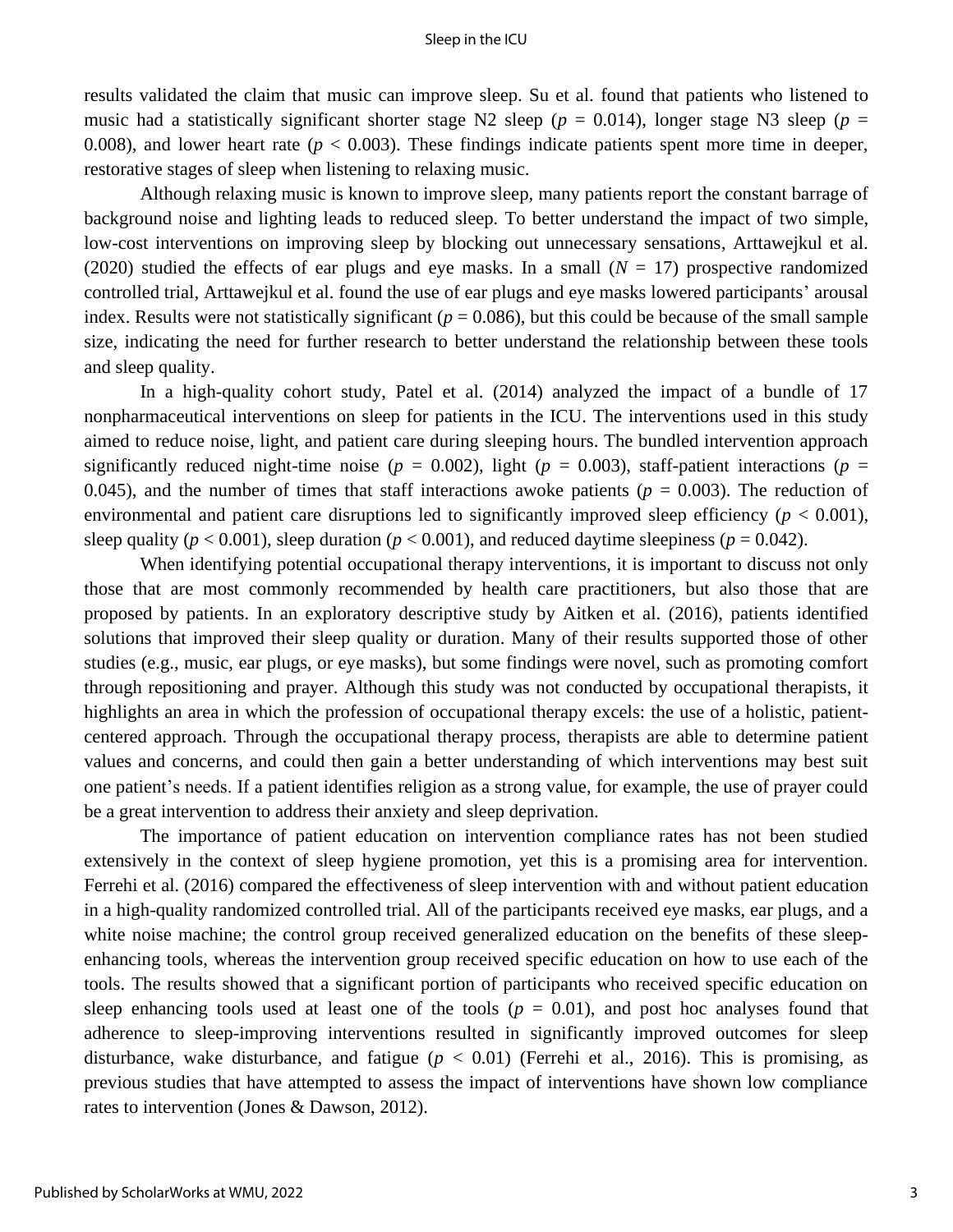results validated the claim that music can improve sleep. Su et al. found that patients who listened to music had a statistically significant shorter stage N2 sleep ($p$ = 0.014), longer stage N3 sleep ($p$ = 0.008), and lower heart rate ($p < 0.003$). These findings indicate patients spent more time in deeper, restorative stages of sleep when listening to relaxing music.

Although relaxing music is known to improve sleep, many patients report the constant barrage of background noise and lighting leads to reduced sleep. To better understand the impact of two simple, low-cost interventions on improving sleep by blocking out unnecessary sensations, Arttawejkul et al. (2020) studied the effects of ear plugs and eye masks. In a small ($N$ = 17) prospective randomized controlled trial, Arttawejkul et al. found the use of ear plugs and eye masks lowered participants' arousal index. Results were not statistically significant ($p$ = 0.086), but this could be because of the small sample size, indicating the need for further research to better understand the relationship between these tools and sleep quality.

In a high-quality cohort study, Patel et al. (2014) analyzed the impact of a bundle of 17 nonpharmaceutical interventions on sleep for patients in the ICU. The interventions used in this study aimed to reduce noise, light, and patient care during sleeping hours. The bundled intervention approach significantly reduced night-time noise ($p$ = 0.002), light ($p$ = 0.003), staff-patient interactions ($p$ = 0.045), and the number of times that staff interactions awoke patients ($p$ = 0.003). The reduction of environmental and patient care disruptions led to significantly improved sleep efficiency ($p < 0.001$), sleep quality ($p < 0.001$), sleep duration ($p < 0.001$), and reduced daytime sleepiness ($p$ = 0.042).

When identifying potential occupational therapy interventions, it is important to discuss not only those that are most commonly recommended by health care practitioners, but also those that are proposed by patients. In an exploratory descriptive study by Aitken et al. (2016), patients identified solutions that improved their sleep quality or duration. Many of their results supported those of other studies (e.g., music, ear plugs, or eye masks), but some findings were novel, such as promoting comfort through repositioning and prayer. Although this study was not conducted by occupational therapists, it highlights an area in which the profession of occupational therapy excels: the use of a holistic, patient-centered approach. Through the occupational therapy process, therapists are able to determine patient values and concerns, and could then gain a better understanding of which interventions may best suit one patient's needs. If a patient identifies religion as a strong value, for example, the use of prayer could be a great intervention to address their anxiety and sleep deprivation.

The importance of patient education on intervention compliance rates has not been studied extensively in the context of sleep hygiene promotion, yet this is a promising area for intervention. Ferrehi et al. (2016) compared the effectiveness of sleep intervention with and without patient education in a high-quality randomized controlled trial. All of the participants received eye masks, ear plugs, and a white noise machine; the control group received generalized education on the benefits of these sleep-enhancing tools, whereas the intervention group received specific education on how to use each of the tools. The results showed that a significant portion of participants who received specific education on sleep enhancing tools used at least one of the tools ($p$ = 0.01), and post hoc analyses found that adherence to sleep-improving interventions resulted in significantly improved outcomes for sleep disturbance, wake disturbance, and fatigue ($p < 0.01$) (Ferrehi et al., 2016). This is promising, as previous studies that have attempted to assess the impact of interventions have shown low compliance rates to intervention (Jones & Dawson, 2012).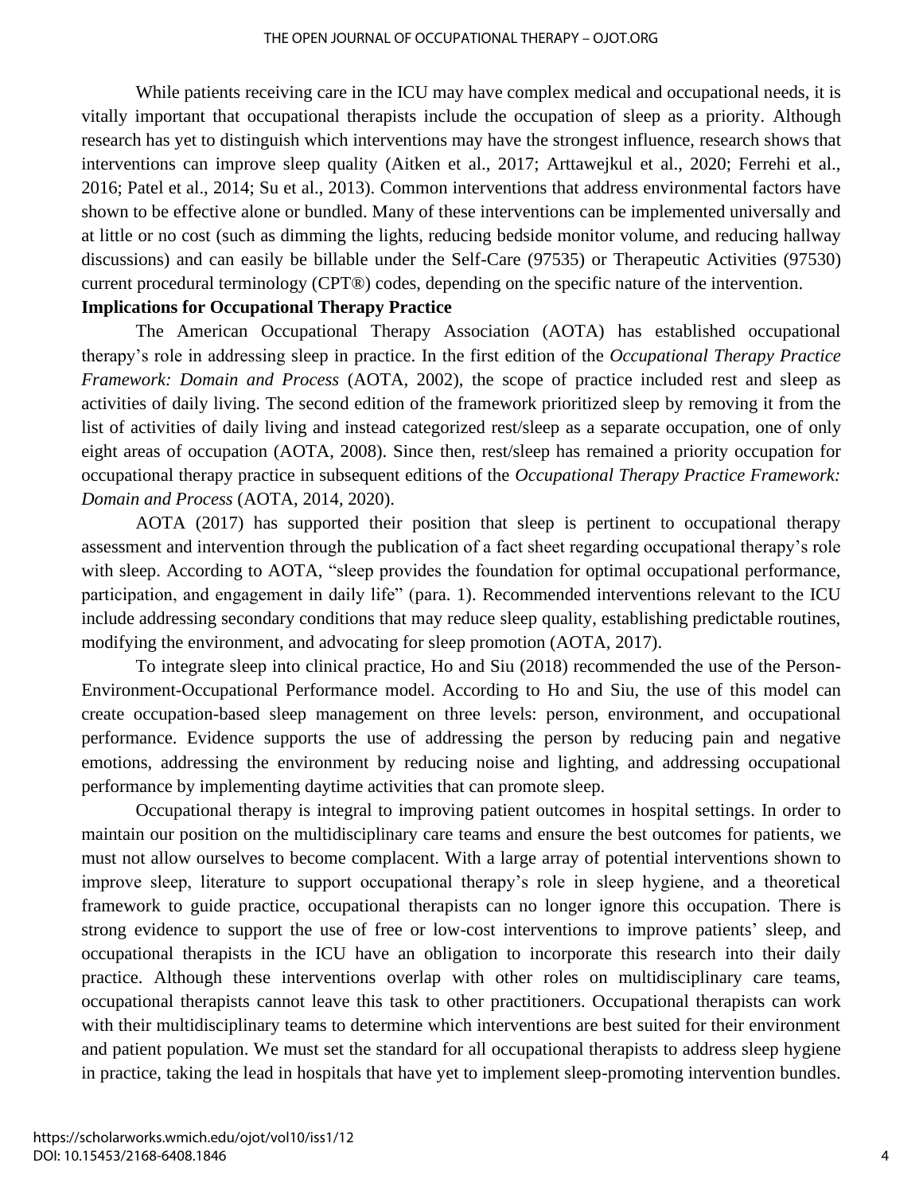While patients receiving care in the ICU may have complex medical and occupational needs, it is vitally important that occupational therapists include the occupation of sleep as a priority. Although research has yet to distinguish which interventions may have the strongest influence, research shows that interventions can improve sleep quality (Aitken et al., 2017; Arttawejkul et al., 2020; Ferrehi et al., 2016; Patel et al., 2014; Su et al., 2013). Common interventions that address environmental factors have shown to be effective alone or bundled. Many of these interventions can be implemented universally and at little or no cost (such as dimming the lights, reducing bedside monitor volume, and reducing hallway discussions) and can easily be billable under the Self-Care (97535) or Therapeutic Activities (97530) current procedural terminology (CPT®) codes, depending on the specific nature of the intervention.

## Implications for Occupational Therapy Practice

The American Occupational Therapy Association (AOTA) has established occupational therapy's role in addressing sleep in practice. In the first edition of the *Occupational Therapy Practice Framework: Domain and Process* (AOTA, 2002), the scope of practice included rest and sleep as activities of daily living. The second edition of the framework prioritized sleep by removing it from the list of activities of daily living and instead categorized rest/sleep as a separate occupation, one of only eight areas of occupation (AOTA, 2008). Since then, rest/sleep has remained a priority occupation for occupational therapy practice in subsequent editions of the *Occupational Therapy Practice Framework: Domain and Process* (AOTA, 2014, 2020).

AOTA (2017) has supported their position that sleep is pertinent to occupational therapy assessment and intervention through the publication of a fact sheet regarding occupational therapy's role with sleep. According to AOTA, "sleep provides the foundation for optimal occupational performance, participation, and engagement in daily life" (para. 1). Recommended interventions relevant to the ICU include addressing secondary conditions that may reduce sleep quality, establishing predictable routines, modifying the environment, and advocating for sleep promotion (AOTA, 2017).

To integrate sleep into clinical practice, Ho and Siu (2018) recommended the use of the Person-Environment-Occupational Performance model. According to Ho and Siu, the use of this model can create occupation-based sleep management on three levels: person, environment, and occupational performance. Evidence supports the use of addressing the person by reducing pain and negative emotions, addressing the environment by reducing noise and lighting, and addressing occupational performance by implementing daytime activities that can promote sleep.

Occupational therapy is integral to improving patient outcomes in hospital settings. In order to maintain our position on the multidisciplinary care teams and ensure the best outcomes for patients, we must not allow ourselves to become complacent. With a large array of potential interventions shown to improve sleep, literature to support occupational therapy's role in sleep hygiene, and a theoretical framework to guide practice, occupational therapists can no longer ignore this occupation. There is strong evidence to support the use of free or low-cost interventions to improve patients' sleep, and occupational therapists in the ICU have an obligation to incorporate this research into their daily practice. Although these interventions overlap with other roles on multidisciplinary care teams, occupational therapists cannot leave this task to other practitioners. Occupational therapists can work with their multidisciplinary teams to determine which interventions are best suited for their environment and patient population. We must set the standard for all occupational therapists to address sleep hygiene in practice, taking the lead in hospitals that have yet to implement sleep-promoting intervention bundles.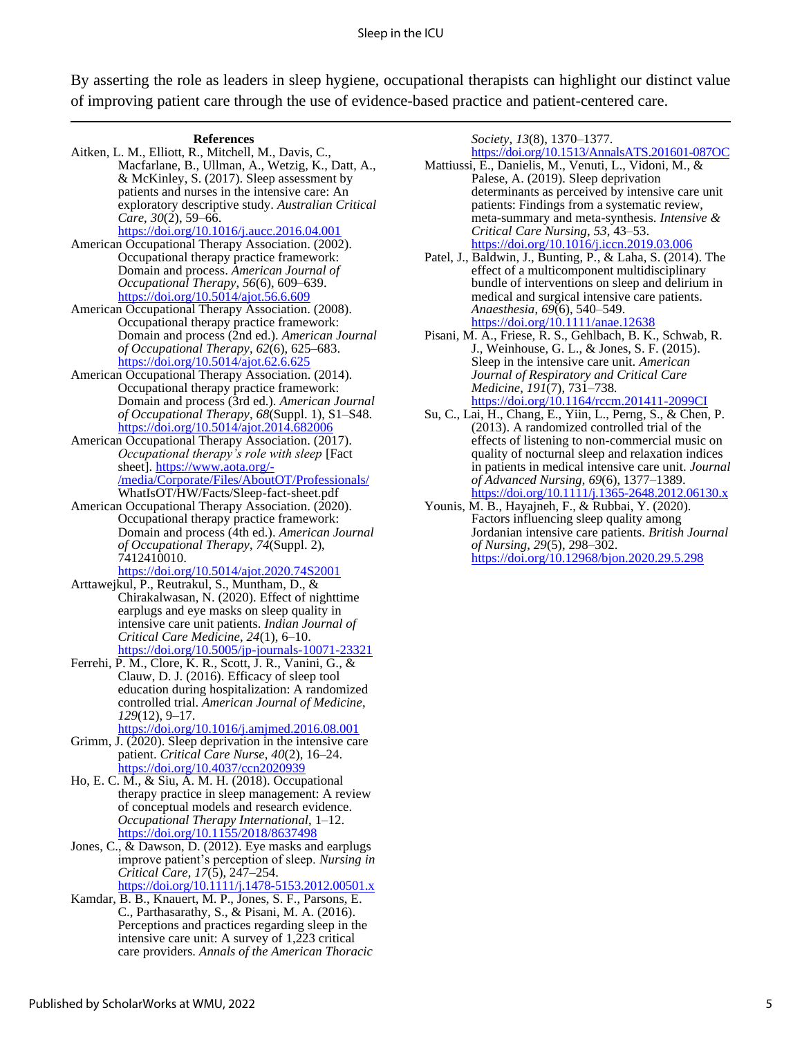By asserting the role as leaders in sleep hygiene, occupational therapists can highlight our distinct value of improving patient care through the use of evidence-based practice and patient-centered care.

---

**References**

Aitken, L. M., Elliott, R., Mitchell, M., Davis, C., Macfarlane, B., Ullman, A., Wetzig, K., Datt, A., & McKinley, S. (2017). Sleep assessment by patients and nurses in the intensive care: An exploratory descriptive study. *Australian Critical Care*, *30*(2), 59–66. https://doi.org/10.1016/j.aucc.2016.04.001

American Occupational Therapy Association. (2002). Occupational therapy practice framework: Domain and process. *American Journal of Occupational Therapy*, *56*(6), 609–639. https://doi.org/10.5014/ajot.56.6.609

American Occupational Therapy Association. (2008). Occupational therapy practice framework: Domain and process (2nd ed.). *American Journal of Occupational Therapy*, *62*(6), 625–683. https://doi.org/10.5014/ajot.62.6.625

American Occupational Therapy Association. (2014). Occupational therapy practice framework: Domain and process (3rd ed.). *American Journal of Occupational Therapy*, *68*(Suppl. 1), S1–S48. https://doi.org/10.5014/ajot.2014.682006

American Occupational Therapy Association. (2017). *Occupational therapy's role with sleep* [Fact sheet]. https://www.aota.org/-/media/Corporate/Files/AboutOT/Professionals/WhatIsOT/HW/Facts/Sleep-fact-sheet.pdf

American Occupational Therapy Association. (2020). Occupational therapy practice framework: Domain and process (4th ed.). *American Journal of Occupational Therapy*, *74*(Suppl. 2), 7412410010. https://doi.org/10.5014/ajot.2020.74S2001

Arttawejkul, P., Reutrakul, S., Muntham, D., & Chirakalwasan, N. (2020). Effect of nighttime earplugs and eye masks on sleep quality in intensive care unit patients. *Indian Journal of Critical Care Medicine*, *24*(1), 6–10. https://doi.org/10.5005/jp-journals-10071-23321

Ferrehi, P. M., Clore, K. R., Scott, J. R., Vanini, G., & Clauw, D. J. (2016). Efficacy of sleep tool education during hospitalization: A randomized controlled trial. *American Journal of Medicine*, *129*(12), 9–17. https://doi.org/10.1016/j.amjmed.2016.08.001

Grimm, J. (2020). Sleep deprivation in the intensive care patient. *Critical Care Nurse*, *40*(2), 16–24. https://doi.org/10.4037/ccn2020939

Ho, E. C. M., & Siu, A. M. H. (2018). Occupational therapy practice in sleep management: A review of conceptual models and research evidence. *Occupational Therapy International*, 1–12. https://doi.org/10.1155/2018/8637498

Jones, C., & Dawson, D. (2012). Eye masks and earplugs improve patient's perception of sleep. *Nursing in Critical Care*, *17*(5), 247–254. https://doi.org/10.1111/j.1478-5153.2012.00501.x

Kamdar, B. B., Knauert, M. P., Jones, S. F., Parsons, E. C., Parthasarathy, S., & Pisani, M. A. (2016). Perceptions and practices regarding sleep in the intensive care unit: A survey of 1,223 critical care providers. *Annals of the American Thoracic Society*, *13*(8), 1370–1377. https://doi.org/10.1513/AnnalsATS.201601-087OC

Mattiussi, E., Danielis, M., Venuti, L., Vidoni, M., & Palese, A. (2019). Sleep deprivation determinants as perceived by intensive care unit patients: Findings from a systematic review, meta-summary and meta-synthesis. *Intensive & Critical Care Nursing*, *53*, 43–53. https://doi.org/10.1016/j.iccn.2019.03.006

Patel, J., Baldwin, J., Bunting, P., & Laha, S. (2014). The effect of a multicomponent multidisciplinary bundle of interventions on sleep and delirium in medical and surgical intensive care patients. *Anaesthesia*, *69*(6), 540–549. https://doi.org/10.1111/anae.12638

Pisani, M. A., Friese, R. S., Gehlbach, B. K., Schwab, R. J., Weinhouse, G. L., & Jones, S. F. (2015). Sleep in the intensive care unit. *American Journal of Respiratory and Critical Care Medicine*, *191*(7), 731–738. https://doi.org/10.1164/rccm.201411-2099CI

Su, C., Lai, H., Chang, E., Yiin, L., Perng, S., & Chen, P. (2013). A randomized controlled trial of the effects of listening to non-commercial music on quality of nocturnal sleep and relaxation indices in patients in medical intensive care unit. *Journal of Advanced Nursing*, *69*(6), 1377–1389. https://doi.org/10.1111/j.1365-2648.2012.06130.x

Younis, M. B., Hayajneh, F., & Rubbai, Y. (2020). Factors influencing sleep quality among Jordanian intensive care patients. *British Journal of Nursing*, *29*(5), 298–302. https://doi.org/10.12968/bjon.2020.29.5.298